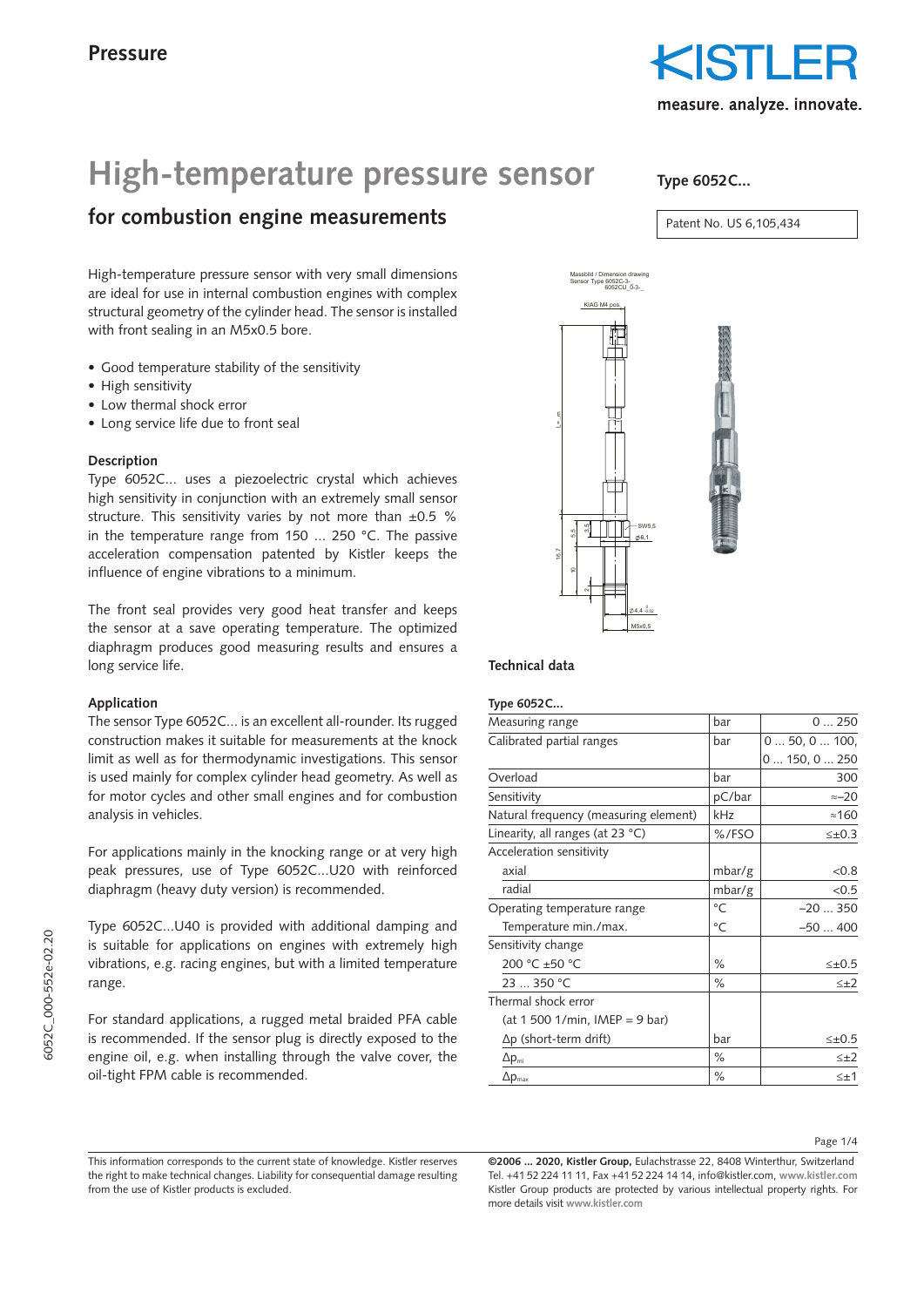# High-temperature pressure sensor

## for combustion engine measurements

**Type 6052C...**

Patent No. US 6,105,434

High-temperature pressure sensor with very small dimensions are ideal for use in internal combustion engines with complex structural geometry of the cylinder head. The sensor is installed with front sealing in an M5x0.5 bore.

- Good temperature stability of the sensitivity
- High sensitivity
- Low thermal shock error
- Long service life due to front seal

### Description

Type 6052C... uses a piezoelectric crystal which achieves high sensitivity in conjunction with an extremely small sensor structure. This sensitivity varies by not more than ±0.5 % in the temperature range from 150 ... 250 °C. The passive acceleration compensation patented by Kistler keeps the influence of engine vibrations to a minimum.

The front seal provides very good heat transfer and keeps the sensor at a save operating temperature. The optimized diaphragm produces good measuring results and ensures a long service life.

### Application

The sensor Type 6052C... is an excellent all-rounder. Its rugged construction makes it suitable for measurements at the knock limit as well as for thermodynamic investigations. This sensor is used mainly for complex cylinder head geometry. As well as for motor cycles and other small engines and for combustion analysis in vehicles.

For applications mainly in the knocking range or at very high peak pressures, use of Type 6052C...U20 with reinforced diaphragm (heavy duty version) is recommended.

Type 6052C...U40 is provided with additional damping and is suitable for applications on engines with extremely high vibrations, e.g. racing engines, but with a limited temperature range.

For standard applications, a rugged metal braided PFA cable is recommended. If the sensor plug is directly exposed to the engine oil, e.g. when installing through the valve cover, the oil-tight FPM cable is recommended.

### Technical data

**Type 6052C...**

| | | |
|---|---|---|
| Measuring range | bar | 0 ... 250 |
| Calibrated partial ranges | bar | 0 ... 50, 0 ... 100, 0 ... 150, 0 ... 250 |
| Overload | bar | 300 |
| Sensitivity | pC/bar | ≈–20 |
| Natural frequency (measuring element) | kHz | ≈160 |
| Linearity, all ranges (at 23 °C) | %/FSO | ≤±0.3 |
| Acceleration sensitivity | | |
| axial | mbar/g | <0.8 |
| radial | mbar/g | <0.5 |
| Operating temperature range | °C | –20 ... 350 |
| Temperature min./max. | °C | –50 ... 400 |
| Sensitivity change | | |
| 200 °C ±50 °C | % | ≤±0.5 |
| 23 ... 350 °C | % | ≤±2 |
| Thermal shock error | | |
| (at 1 500 1/min, IMEP = 9 bar) | | |
| $\Delta p$ (short-term drift) | bar | ≤±0.5 |
| $\Delta p_{mi}$ | % | ≤±2 |
| $\Delta p_{max}$ | % | ≤±1 |

This information corresponds to the current state of knowledge. Kistler reserves the right to make technical changes. Liability for consequential damage resulting from the use of Kistler products is excluded.

**©2006 ... 2020, Kistler Group,** Eulachstrasse 22, 8408 Winterthur, Switzerland Tel. +41 52 224 11 11, Fax +41 52 224 14 14, info@kistler.com, www.kistler.com Kistler Group products are protected by various intellectual property rights. For more details visit www.kistler.com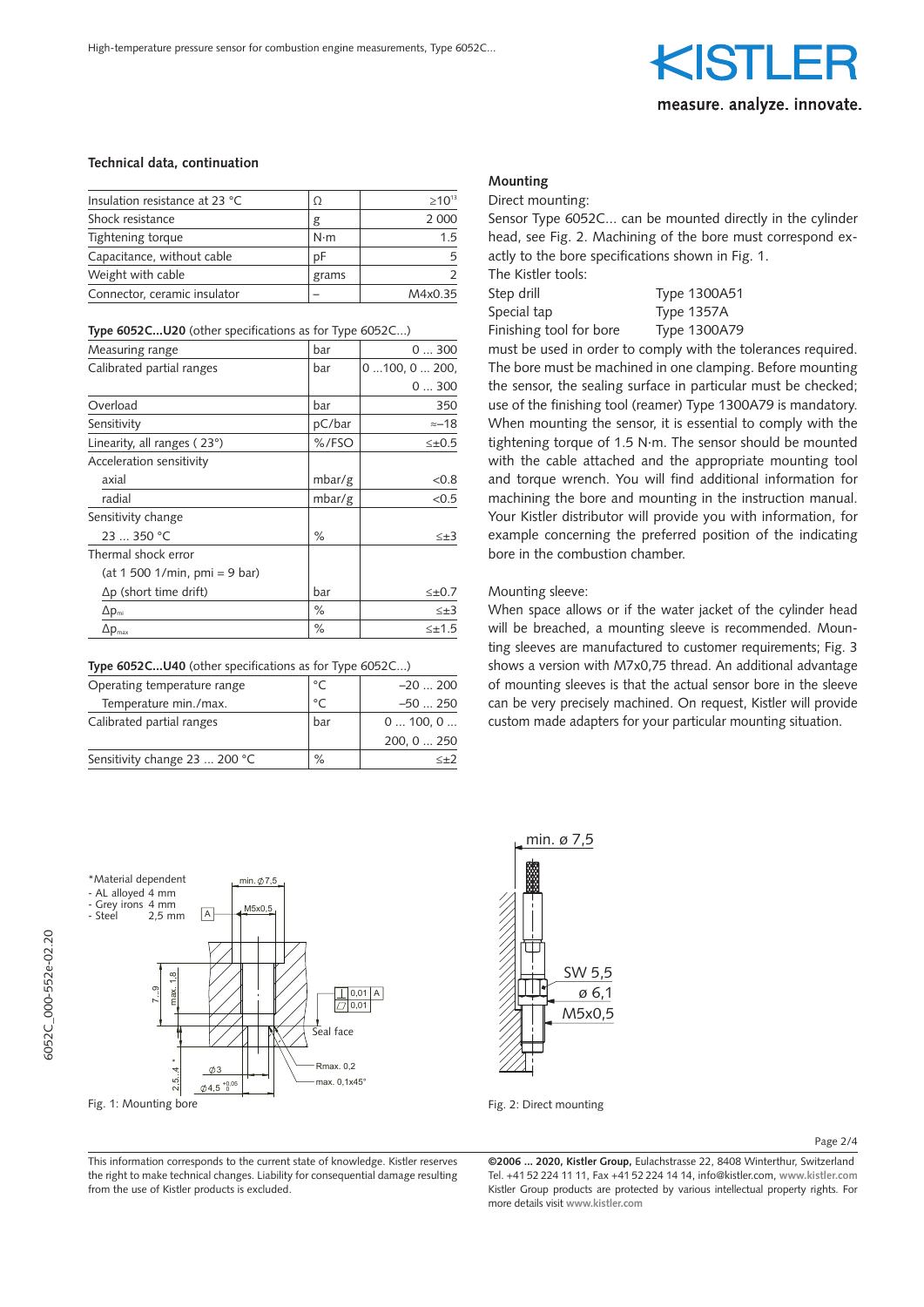## Technical data, continuation

| Insulation resistance at 23 °C | Ω | $\geq 10^{13}$ |
|---|---|---|
| Shock resistance | g | 2 000 |
| Tightening torque | N·m | 1.5 |
| Capacitance, without cable | pF | 5 |
| Weight with cable | grams | 2 |
| Connector, ceramic insulator | – | M4x0.35 |

**Type 6052C...U20** (other specifications as for Type 6052C...)

| Measuring range | bar | 0 ... 300 |
|---|---|---|
| Calibrated partial ranges | bar | 0 ...100, 0 ... 200, 0 ... 300 |
| Overload | bar | 350 |
| Sensitivity | pC/bar | ≈–18 |
| Linearity, all ranges ( 23°) | %/FSO | ≤±0.5 |
| Acceleration sensitivity | | |
| axial | mbar/g | <0.8 |
| radial | mbar/g | <0.5 |
| Sensitivity change | | |
| 23 ... 350 °C | % | ≤±3 |
| Thermal shock error | | |
| (at 1 500 1/min, pmi = 9 bar) | | |
| Δp (short time drift) | bar | ≤±0.7 |
| $\Delta p_{mi}$ | % | ≤±3 |
| $\Delta p_{max}$ | % | ≤±1.5 |

**Type 6052C...U40** (other specifications as for Type 6052C...)

| Operating temperature range | °C | –20 ... 200 |
|---|---|---|
| Temperature min./max. | °C | –50 ... 250 |
| Calibrated partial ranges | bar | 0 ... 100, 0 ... 200, 0 ... 250 |
| Sensitivity change 23 ... 200 °C | % | ≤±2 |

## Mounting

Direct mounting:

Sensor Type 6052C... can be mounted directly in the cylinder head, see Fig. 2. Machining of the bore must correspond exactly to the bore specifications shown in Fig. 1.

The Kistler tools:

| Step drill | Type 1300A51 |
|---|---|
| Special tap | Type 1357A |
| Finishing tool for bore | Type 1300A79 |

must be used in order to comply with the tolerances required. The bore must be machined in one clamping. Before mounting the sensor, the sealing surface in particular must be checked; use of the finishing tool (reamer) Type 1300A79 is mandatory. When mounting the sensor, it is essential to comply with the tightening torque of 1.5 N·m. The sensor should be mounted with the cable attached and the appropriate mounting tool and torque wrench. You will find additional information for machining the bore and mounting in the instruction manual. Your Kistler distributor will provide you with information, for example concerning the preferred position of the indicating bore in the combustion chamber.

Mounting sleeve:

When space allows or if the water jacket of the cylinder head will be breached, a mounting sleeve is recommended. Mounting sleeves are manufactured to customer requirements; Fig. 3 shows a version with M7x0,75 thread. An additional advantage of mounting sleeves is that the actual sensor bore in the sleeve can be very precisely machined. On request, Kistler will provide custom made adapters for your particular mounting situation.

*Material dependent
- AL alloyed 4 mm
- Grey irons 4 mm
- Steel 2,5 mm

Fig. 1: Mounting bore

Fig. 2: Direct mounting

This information corresponds to the current state of knowledge. Kistler reserves the right to make technical changes. Liability for consequential damage resulting from the use of Kistler products is excluded.

**©2006 ... 2020, Kistler Group,** Eulachstrasse 22, 8408 Winterthur, Switzerland
Tel. +41 52 224 11 11, Fax +41 52 224 14 14, info@kistler.com, **www.kistler.com**
Kistler Group products are protected by various intellectual property rights. For more details visit **www.kistler.com**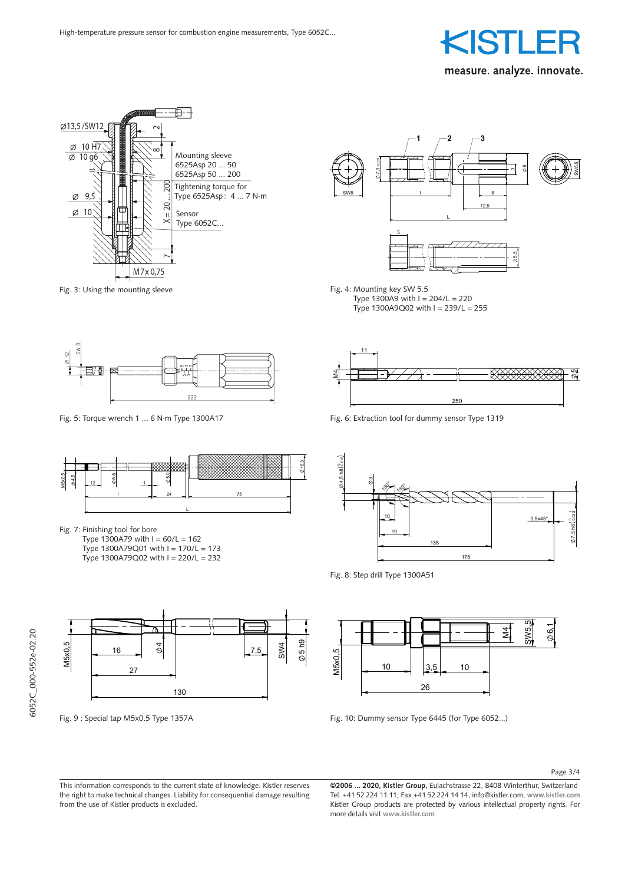Fig. 3: Using the mounting sleeve

Fig. 4: Mounting key SW 5.5
Type 1300A9 with l = 204/L = 220
Type 1300A9Q02 with l = 239/L = 255

Fig. 5: Torque wrench 1 ... 6 N·m Type 1300A17

Fig. 6: Extraction tool for dummy sensor Type 1319

Fig. 7: Finishing tool for bore
Type 1300A79 with l = 60/L = 162
Type 1300A79Q01 with l = 170/L = 173
Type 1300A79Q02 with l = 220/L = 232

Fig. 8: Step drill Type 1300A51

Fig. 9 : Special tap M5x0.5 Type 1357A

Fig. 10: Dummy sensor Type 6445 (for Type 6052...)

This information corresponds to the current state of knowledge. Kistler reserves the right to make technical changes. Liability for consequential damage resulting from the use of Kistler products is excluded.

**©2006 ... 2020, Kistler Group,** Eulachstrasse 22, 8408 Winterthur, Switzerland
Tel. +41 52 224 11 11, Fax +41 52 224 14 14, info@kistler.com, **www.kistler.com**
Kistler Group products are protected by various intellectual property rights. For more details visit **www.kistler.com**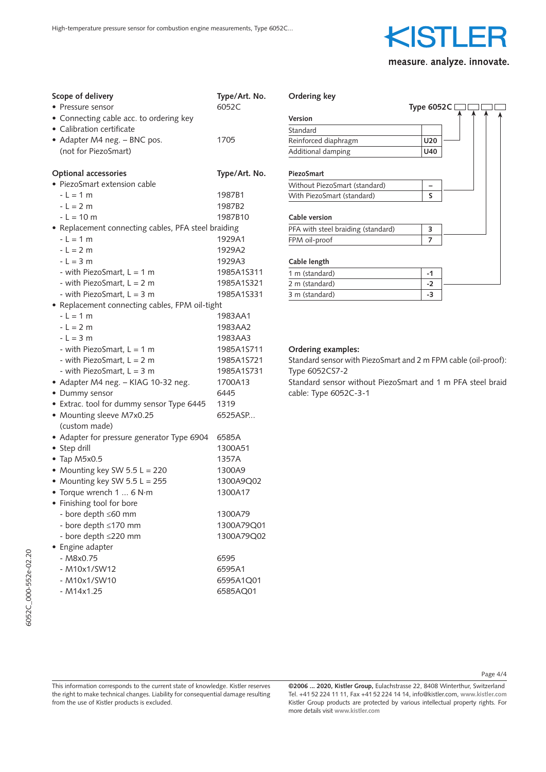## Scope of delivery

| Scope of delivery | Type/Art. No. |
|---|---|
| • Pressure sensor | 6052C |
| • Connecting cable acc. to ordering key | |
| • Calibration certificate | |
| • Adapter M4 neg. – BNC pos. (not for PiezoSmart) | 1705 |

## Optional accessories

| Optional accessories | Type/Art. No. |
|---|---|
| • PiezoSmart extension cable | |
| - L = 1 m | 1987B1 |
| - L = 2 m | 1987B2 |
| - L = 10 m | 1987B10 |
| • Replacement connecting cables, PFA steel braiding | |
| - L = 1 m | 1929A1 |
| - L = 2 m | 1929A2 |
| - L = 3 m | 1929A3 |
| - with PiezoSmart, L = 1 m | 1985A1S311 |
| - with PiezoSmart, L = 2 m | 1985A1S321 |
| - with PiezoSmart, L = 3 m | 1985A1S331 |
| • Replacement connecting cables, FPM oil-tight | |
| - L = 1 m | 1983AA1 |
| - L = 2 m | 1983AA2 |
| - L = 3 m | 1983AA3 |
| - with PiezoSmart, L = 1 m | 1985A1S711 |
| - with PiezoSmart, L = 2 m | 1985A1S721 |
| - with PiezoSmart, L = 3 m | 1985A1S731 |
| • Adapter M4 neg. – KIAG 10-32 neg. | 1700A13 |
| • Dummy sensor | 6445 |
| • Extrac. tool for dummy sensor Type 6445 | 1319 |
| • Mounting sleeve M7x0.25 (custom made) | 6525ASP... |
| • Adapter for pressure generator Type 6904 | 6585A |
| • Step drill | 1300A51 |
| • Tap M5x0.5 | 1357A |
| • Mounting key SW 5.5 L = 220 | 1300A9 |
| • Mounting key SW 5.5 L = 255 | 1300A9Q02 |
| • Torque wrench 1 ... 6 N·m | 1300A17 |
| • Finishing tool for bore | |
| - bore depth ≤60 mm | 1300A79 |
| - bore depth ≤170 mm | 1300A79Q01 |
| - bore depth ≤220 mm | 1300A79Q02 |
| • Engine adapter | |
| - M8x0.75 | 6595 |
| - M10x1/SW12 | 6595A1 |
| - M10x1/SW10 | 6595A1Q01 |
| - M14x1.25 | 6585AQ01 |

## Ordering key

Type 6052C ☐ ☐ ☐ ☐

**Version**

| | |
|---|---|
| Standard | |
| Reinforced diaphragm | U20 |
| Additional damping | U40 |

**PiezoSmart**

| | |
|---|---|
| Without PiezoSmart (standard) | – |
| With PiezoSmart (standard) | S |

**Cable version**

| | |
|---|---|
| PFA with steel braiding (standard) | 3 |
| FPM oil-proof | 7 |

**Cable length**

| | |
|---|---|
| 1 m (standard) | -1 |
| 2 m (standard) | -2 |
| 3 m (standard) | -3 |

### Ordering examples:

Standard sensor with PiezoSmart and 2 m FPM cable (oil-proof): Type 6052CS7-2

Standard sensor without PiezoSmart and 1 m PFA steel braid cable: Type 6052C-3-1

6052C_000-552e-02.20

This information corresponds to the current state of knowledge. Kistler reserves the right to make technical changes. Liability for consequential damage resulting from the use of Kistler products is excluded.

**©2006 ... 2020, Kistler Group,** Eulachstrasse 22, 8408 Winterthur, Switzerland
Tel. +41 52 224 11 11, Fax +41 52 224 14 14, info@kistler.com, **www.kistler.com**
Kistler Group products are protected by various intellectual property rights. For more details visit **www.kistler.com**